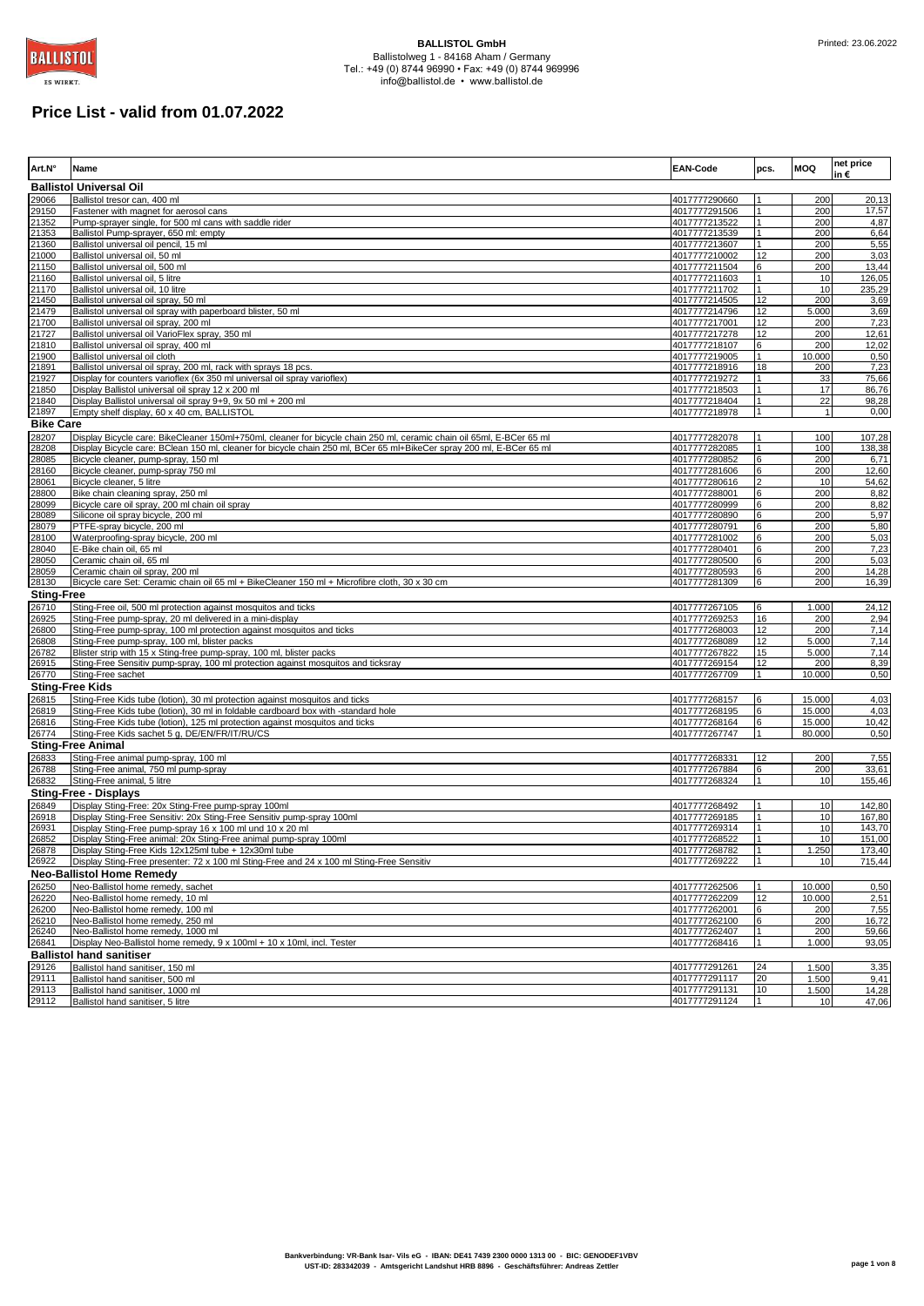**BALLISTOL GmbH**
Ballistolweg 1 - 84168 Aham / Germany
Tel.: +49 (0) 8744 96990 • Fax: +49 (0) 8744 969996
info@ballistol.de • www.ballistol.de

Printed: 23.06.2022

# Price List - valid from 01.07.2022

| Art.N° | Name | EAN-Code | pcs. | MOQ | net price in € |
|---|---|---|---|---|---|
| **Ballistol Universal Oil** | | | | | |
| 29066 | Ballistol tresor can, 400 ml | 4017777290660 | 1 | 200 | 20,13 |
| 29150 | Fastener with magnet for aerosol cans | 4017777291506 | 1 | 200 | 17,57 |
| 21352 | Pump-sprayer single, for 500 ml cans with saddle rider | 4017777213522 | 1 | 200 | 4,87 |
| 21353 | Ballistol Pump-sprayer, 650 ml: empty | 4017777213539 | 1 | 200 | 6,64 |
| 21360 | Ballistol universal oil pencil, 15 ml | 4017777213607 | 1 | 200 | 5,55 |
| 21000 | Ballistol universal oil, 50 ml | 4017777210002 | 12 | 200 | 3,03 |
| 21150 | Ballistol universal oil, 500 ml | 4017777211504 | 6 | 200 | 13,44 |
| 21160 | Ballistol universal oil, 5 litre | 4017777211603 | 1 | 10 | 126,05 |
| 21170 | Ballistol universal oil, 10 litre | 4017777211702 | 1 | 10 | 235,29 |
| 21450 | Ballistol universal oil spray, 50 ml | 4017777214505 | 12 | 200 | 3,69 |
| 21479 | Ballistol universal oil spray with paperboard blister, 50 ml | 4017777214796 | 12 | 5.000 | 3,69 |
| 21700 | Ballistol universal oil spray, 200 ml | 4017777217001 | 12 | 200 | 7,23 |
| 21727 | Ballistol universal oil VarioFlex spray, 350 ml | 4017777217278 | 12 | 200 | 12,61 |
| 21810 | Ballistol universal oil spray, 400 ml | 4017777218107 | 6 | 200 | 12,02 |
| 21900 | Ballistol universal oil cloth | 4017777219005 | 1 | 10.000 | 0,50 |
| 21891 | Ballistol universal oil spray, 200 ml, rack with sprays 18 pcs. | 4017777218916 | 18 | 200 | 7,23 |
| 21927 | Display for counters varioflex (6x 350 ml universal oil spray varioflex) | 4017777219272 | 1 | 33 | 75,66 |
| 21850 | Display Ballistol universal oil spray 12 x 200 ml | 4017777218503 | 1 | 17 | 86,76 |
| 21840 | Display Ballistol universal oil spray 9+9, 9x 50 ml + 200 ml | 4017777218404 | 1 | 22 | 98,28 |
| 21897 | Empty shelf display, 60 x 40 cm, BALLISTOL | 4017777218978 | 1 | 1 | 0,00 |
| **Bike Care** | | | | | |
| 28207 | Display Bicycle care: BikeCleaner 150ml+750ml, cleaner for bicycle chain 250 ml, ceramic chain oil 65ml, E-BCer 65 ml | 4017777282078 | 1 | 100 | 107,28 |
| 28208 | Display Bicycle care: BClean 150 ml, cleaner for bicycle chain 250 ml, BCer 65 ml+BikeCer spray 200 ml, E-BCer 65 ml | 4017777282085 | 1 | 100 | 138,38 |
| 28085 | Bicycle cleaner, pump-spray, 150 ml | 4017777280852 | 6 | 200 | 6,71 |
| 28160 | Bicycle cleaner, pump-spray 750 ml | 4017777281606 | 6 | 200 | 12,60 |
| 28061 | Bicycle cleaner, 5 litre | 4017777280616 | 2 | 10 | 54,62 |
| 28800 | Bike chain cleaning spray, 250 ml | 4017777288001 | 6 | 200 | 8,82 |
| 28099 | Bicycle care oil spray, 200 ml chain oil spray | 4017777280999 | 6 | 200 | 8,82 |
| 28089 | Silicone oil spray bicycle, 200 ml | 4017777280890 | 6 | 200 | 5,97 |
| 28079 | PTFE-spray bicycle, 200 ml | 4017777280791 | 6 | 200 | 5,80 |
| 28100 | Waterproofing-spray bicycle, 200 ml | 4017777281002 | 6 | 200 | 5,03 |
| 28040 | E-Bike chain oil, 65 ml | 4017777280401 | 6 | 200 | 7,23 |
| 28050 | Ceramic chain oil, 65 ml | 4017777280500 | 6 | 200 | 5,03 |
| 28059 | Ceramic chain oil spray, 200 ml | 4017777280593 | 6 | 200 | 14,28 |
| 28130 | Bicycle care Set: Ceramic chain oil 65 ml + BikeCleaner 150 ml + Microfibre cloth, 30 x 30 cm | 4017777281309 | 6 | 200 | 16,39 |
| **Sting-Free** | | | | | |
| 26710 | Sting-Free oil, 500 ml protection against mosquitos and ticks | 4017777267105 | 6 | 1.000 | 24,12 |
| 26925 | Sting-Free pump-spray, 20 ml delivered in a mini-display | 4017777269253 | 16 | 200 | 2,94 |
| 26800 | Sting-Free pump-spray, 100 ml protection against mosquitos and ticks | 4017777268003 | 12 | 200 | 7,14 |
| 26808 | Sting-Free pump-spray, 100 ml, blister packs | 4017777268089 | 12 | 5.000 | 7,14 |
| 26782 | Blister strip with 15 x Sting-free pump-spray, 100 ml, blister packs | 4017777267822 | 15 | 5.000 | 7,14 |
| 26915 | Sting-Free Sensitiv pump-spray, 100 ml protection against mosquitos and ticksray | 4017777269154 | 12 | 200 | 8,39 |
| 26770 | Sting-Free sachet | 4017777267709 | 1 | 10.000 | 0,50 |
| **Sting-Free Kids** | | | | | |
| 26815 | Sting-Free Kids tube (lotion), 30 ml protection against mosquitos and ticks | 4017777268157 | 6 | 15.000 | 4,03 |
| 26819 | Sting-Free Kids tube (lotion), 30 ml in foldable cardboard box with -standard hole | 4017777268195 | 6 | 15.000 | 4,03 |
| 26816 | Sting-Free Kids tube (lotion), 125 ml protection against mosquitos and ticks | 4017777268164 | 6 | 15.000 | 10,42 |
| 26774 | Sting-Free Kids sachet 5 g, DE/EN/FR/IT/RU/CS | 4017777267747 | 1 | 80.000 | 0,50 |
| **Sting-Free Animal** | | | | | |
| 26833 | Sting-Free animal pump-spray, 100 ml | 4017777268331 | 12 | 200 | 7,55 |
| 26788 | Sting-Free animal, 750 ml pump-spray | 4017777267884 | 6 | 200 | 33,61 |
| 26832 | Sting-Free animal, 5 litre | 4017777268324 | 1 | 10 | 155,46 |
| **Sting-Free - Displays** | | | | | |
| 26849 | Display Sting-Free: 20x Sting-Free pump-spray 100ml | 4017777268492 | 1 | 10 | 142,80 |
| 26918 | Display Sting-Free Sensitiv: 20x Sting-Free Sensitiv pump-spray 100ml | 4017777269185 | 1 | 10 | 167,80 |
| 26931 | Display Sting-Free pump-spray 16 x 100 ml und 10 x 20 ml | 4017777269314 | 1 | 10 | 143,70 |
| 26852 | Display Sting-Free animal: 20x Sting-Free animal pump-spray 100ml | 4017777268522 | 1 | 10 | 151,00 |
| 26878 | Display Sting-Free Kids 12x125ml tube + 12x30ml tube | 4017777268782 | 1 | 1.250 | 173,40 |
| 26922 | Display Sting-Free presenter: 72 x 100 ml Sting-Free and 24 x 100 ml Sting-Free Sensitiv | 4017777269222 | 1 | 10 | 715,44 |
| **Neo-Ballistol Home Remedy** | | | | | |
| 26250 | Neo-Ballistol home remedy, sachet | 4017777262506 | 1 | 10.000 | 0,50 |
| 26220 | Neo-Ballistol home remedy, 10 ml | 4017777262209 | 12 | 10.000 | 2,51 |
| 26200 | Neo-Ballistol home remedy, 100 ml | 4017777262001 | 6 | 200 | 7,55 |
| 26210 | Neo-Ballistol home remedy, 250 ml | 4017777262100 | 6 | 200 | 16,72 |
| 26240 | Neo-Ballistol home remedy, 1000 ml | 4017777262407 | 1 | 200 | 59,66 |
| 26841 | Display Neo-Ballistol home remedy, 9 x 100ml + 10 x 10ml, incl. Tester | 4017777268416 | 1 | 1.000 | 93,05 |
| **Ballistol hand sanitiser** | | | | | |
| 29126 | Ballistol hand sanitiser, 150 ml | 4017777291261 | 24 | 1.500 | 3,35 |
| 29111 | Ballistol hand sanitiser, 500 ml | 4017777291117 | 20 | 1.500 | 9,41 |
| 29113 | Ballistol hand sanitiser, 1000 ml | 4017777291131 | 10 | 1.500 | 14,28 |
| 29112 | Ballistol hand sanitiser, 5 litre | 4017777291124 | 1 | 10 | 47,06 |

**Bankverbindung: VR-Bank Isar- Vils eG - IBAN: DE41 7439 2300 0000 1313 00 - BIC: GENODEF1VBV**
**UST-ID: 283342039 - Amtsgericht Landshut HRB 8896 - Geschäftsführer: Andreas Zettler**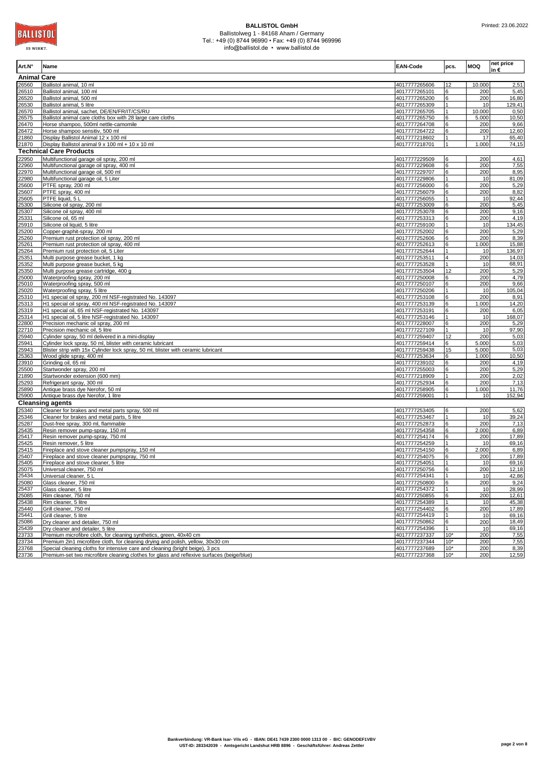**BALLISTOL GmbH**
Ballistolweg 1 - 84168 Aham / Germany
Tel.: +49 (0) 8744 96990 • Fax: +49 (0) 8744 969996
info@ballistol.de • www.ballistol.de

Printed: 23.06.2022

| Art.N° | Name | EAN-Code | pcs. | MOQ | net price in € |
|---|---|---|---|---|---|
| **Animal Care** | | | | | |
| 26560 | Ballistol animal, 10 ml | 4017777265606 | 12 | 10.000 | 2,51 |
| 26510 | Ballistol animal, 100 ml | 4017777265101 | 6 | 200 | 5,45 |
| 26520 | Ballistol animal, 500 ml | 4017777265200 | 6 | 200 | 16,80 |
| 26530 | Ballistol animal, 5 litre | 4017777265309 | 1 | 10 | 129,41 |
| 26570 | Ballistol animal, sachet, DE/EN/FR/IT/CS/RU | 4017777265705 | 1 | 10.000 | 0,50 |
| 26575 | Ballistol animal care cloths box with 28 large care cloths | 4017777265750 | 6 | 5.000 | 10,50 |
| 26470 | Horse shampoo, 500ml nettle-camomile | 4017777264708 | 6 | 200 | 9,66 |
| 26472 | Horse shampoo sensitiv, 500 ml | 4017777264722 | 6 | 200 | 12,60 |
| 21860 | Display Ballistol Animal 12 x 100 ml | 4017777218602 | 1 | 17 | 65,40 |
| 21870 | Display Ballistol animal 9 x 100 ml + 10 x 10 ml | 4017777218701 | 1 | 1.000 | 74,15 |
| **Technical Care Products** | | | | | |
| 22950 | Multifunctional garage oil spray, 200 ml | 4017777229509 | 6 | 200 | 4,61 |
| 22960 | Multifunctional garage oil spray, 400 ml | 4017777229608 | 6 | 200 | 7,55 |
| 22970 | Multifunctional garage oil, 500 ml | 4017777229707 | 6 | 200 | 8,95 |
| 22980 | Multifunctional garage oil, 5 Liter | 4017777229806 | 1 | 10 | 81,09 |
| 25600 | PTFE spray, 200 ml | 4017777256000 | 6 | 200 | 5,29 |
| 25607 | PTFE spray, 400 ml | 4017777256079 | 6 | 200 | 8,82 |
| 25605 | PTFE liquid, 5 L | 4017777256055 | 1 | 10 | 92,44 |
| 25300 | Silicone oil spray, 200 ml | 4017777253009 | 6 | 200 | 5,45 |
| 25307 | Silicone oil spray, 400 ml | 4017777253078 | 6 | 200 | 9,16 |
| 25331 | Silicone oil, 65 ml | 4017777253313 | 6 | 200 | 4,19 |
| 25910 | Silicone oil liquid, 5 litre | 4017777259100 | 1 | 10 | 134,45 |
| 25200 | Copper-graphit-spray, 200 ml | 4017777252002 | 6 | 200 | 5,29 |
| 25260 | Premium rust protection oil spray, 200 ml | 4017777252606 | 6 | 200 | 8,39 |
| 25261 | Premium rust protection oil spray, 400 ml | 4017777252613 | 6 | 1.000 | 15,88 |
| 25264 | Premium rust protection oil, 5 Liter | 4017777252644 | 1 | 10 | 136,97 |
| 25351 | Multi purpose grease bucket, 1 kg | 4017777253511 | 4 | 200 | 14,03 |
| 25352 | Multi purpose grease bucket, 5 kg | 4017777253528 | 1 | 10 | 68,91 |
| 25350 | Multi purpose grease cartridge, 400 g | 4017777253504 | 12 | 200 | 5,29 |
| 25000 | Waterproofing spray, 200 ml | 4017777250008 | 6 | 200 | 4,79 |
| 25010 | Waterproofing spray, 500 ml | 4017777250107 | 6 | 200 | 9,66 |
| 25020 | Waterproofing spray, 5 litre | 4017777250206 | 1 | 10 | 105,04 |
| 25310 | H1 special oil spray, 200 ml NSF-registrated No. 143097 | 4017777253108 | 6 | 200 | 8,91 |
| 25313 | H1 special oil spray, 400 ml NSF-registrated No. 143097 | 4017777253139 | 6 | 1.000 | 14,20 |
| 25319 | H1 special oil, 65 ml NSF-registrated No. 143097 | 4017777253191 | 6 | 200 | 6,05 |
| 25314 | H1 special oil, 5 litre NSF-registrated No. 143097 | 4017777253146 | 1 | 10 | 168,07 |
| 22800 | Precision mechanic oil spray, 200 ml | 4017777228007 | 6 | 200 | 5,29 |
| 22710 | Precision mechanic oil, 5 litre | 4017777227109 | 1 | 10 | 97,90 |
| 25940 | Cylinder spray, 50 ml delivered in a mini-display | 4017777259407 | 12 | 200 | 5,03 |
| 25941 | Cylinder lock spray, 50 ml, blister with ceramic lubricant | 4017777259414 | 6 | 5.000 | 5,03 |
| 25943 | Blister strip with 15x Cylinder lock spray, 50 ml, blister with ceramic lubricant | 4017777259438 | 15 | 5.000 | 5,03 |
| 25363 | Wood glide spray, 400 ml | 4017777253634 | 6 | 1.000 | 10,50 |
| 23910 | Grinding oil, 65 ml | 4017777239102 | 6 | 200 | 4,19 |
| 25500 | Startwonder spray, 200 ml | 4017777255003 | 6 | 200 | 5,29 |
| 21890 | Startwonder extension (600 mm) | 4017777218909 | 1 | 200 | 2,02 |
| 25293 | Refrigerant spray, 300 ml | 4017777252934 | 6 | 200 | 7,13 |
| 25890 | Antique brass dye Nerofor, 50 ml | 4017777258905 | 6 | 1.000 | 11,76 |
| 25900 | Antique brass dye Nerofor, 1 litre | 4017777259001 | 1 | 10 | 152,94 |
| **Cleansing agents** | | | | | |
| 25340 | Cleaner for brakes and metal parts spray, 500 ml | 4017777253405 | 6 | 200 | 5,62 |
| 25346 | Cleaner for brakes and metal parts, 5 litre | 4017777253467 | 1 | 10 | 39,24 |
| 25287 | Dust-free spray, 300 ml, flammable | 4017777252873 | 6 | 200 | 7,13 |
| 25435 | Resin remover pump-spray, 150 ml | 4017777254358 | 6 | 2.000 | 6,89 |
| 25417 | Resin remover pump-spray, 750 ml | 4017777254174 | 6 | 200 | 17,89 |
| 25425 | Resin remover, 5 litre | 4017777254259 | 1 | 10 | 69,16 |
| 25415 | Fireplace and stove cleaner pumpspray, 150 ml | 4017777254150 | 6 | 2.000 | 6,89 |
| 25407 | Fireplace and stove cleaner pumpspray, 750 ml | 4017777254075 | 6 | 200 | 17,89 |
| 25405 | Fireplace and stove cleaner, 5 litre | 4017777254051 | 1 | 10 | 69,16 |
| 25075 | Universal cleaner, 750 ml | 4017777250756 | 6 | 200 | 12,18 |
| 25434 | Universal cleaner, 5 L | 4017777254341 | 1 | 10 | 42,86 |
| 25080 | Glass cleaner, 750 ml | 4017777250800 | 6 | 200 | 9,24 |
| 25437 | Glass cleaner, 5 litre | 4017777254372 | 1 | 10 | 28,99 |
| 25085 | Rim cleaner, 750 ml | 4017777250855 | 6 | 200 | 12,61 |
| 25438 | Rim cleaner, 5 litre | 4017777254389 | 1 | 10 | 45,38 |
| 25440 | Grill cleaner, 750 ml | 4017777254402 | 6 | 200 | 17,89 |
| 25441 | Grill cleaner, 5 litre | 4017777254419 | 1 | 10 | 69,16 |
| 25086 | Dry cleaner and detailer, 750 ml | 4017777250862 | 6 | 200 | 18,49 |
| 25439 | Dry cleaner and detailer, 5 litre | 4017777254396 | 1 | 10 | 69,16 |
| 23733 | Premium microfibre cloth, for cleaning synthetics, green, 40x40 cm | 4017777237337 | 10* | 200 | 7,55 |
| 23734 | Premium 2in1 microfibre cloth, for cleaning drying and polish, yellow, 30x30 cm | 4017777237344 | 10* | 200 | 7,55 |
| 23768 | Special cleaning cloths for intensive care and cleaning (bright beige), 3 pcs | 4017777237689 | 10* | 200 | 8,39 |
| 23736 | Premium-set two microfibre cleaning clothes for glass and reflexive surfaces (beige/blue) | 4017777237368 | 10* | 200 | 12,59 |

**Bankverbindung: VR-Bank Isar- Vils eG - IBAN: DE41 7439 2300 0000 1313 00 - BIC: GENODEF1VBV**
**UST-ID: 283342039 - Amtsgericht Landshut HRB 8896 - Geschäftsführer: Andreas Zettler**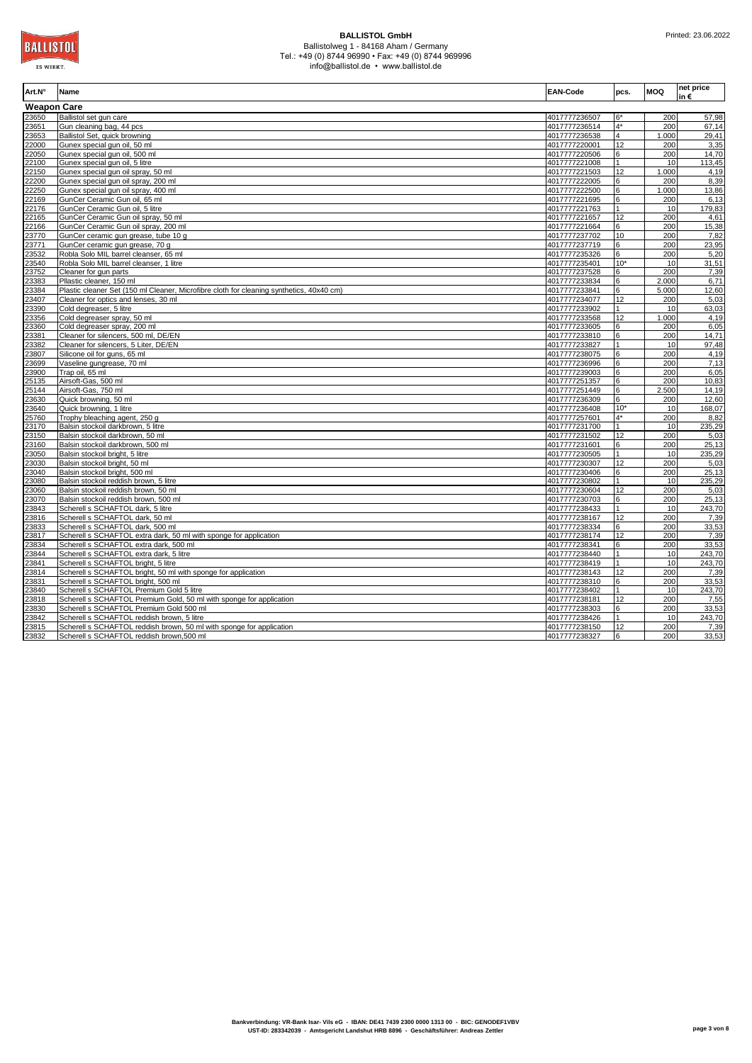| Art.N° | Name | EAN-Code | pcs. | MOQ | net price in € |
|---|---|---|---|---|---|
| **Weapon Care** | | | | | |
| 23650 | Ballistol set gun care | 4017777236507 | 6* | 200 | 57,98 |
| 23651 | Gun cleaning bag, 44 pcs | 4017777236514 | 4* | 200 | 67,14 |
| 23653 | Ballistol Set, quick browning | 4017777236538 | 4 | 1.000 | 29,41 |
| 22000 | Gunex special gun oil, 50 ml | 4017777220001 | 12 | 200 | 3,35 |
| 22050 | Gunex special gun oil, 500 ml | 4017777220506 | 6 | 200 | 14,70 |
| 22100 | Gunex special gun oil, 5 litre | 4017777221008 | 1 | 10 | 113,45 |
| 22150 | Gunex special gun oil spray, 50 ml | 4017777221503 | 12 | 1.000 | 4,19 |
| 22200 | Gunex special gun oil spray, 200 ml | 4017777222005 | 6 | 200 | 8,39 |
| 22250 | Gunex special gun oil spray, 400 ml | 4017777222500 | 6 | 1.000 | 13,86 |
| 22169 | GunCer Ceramic Gun oil, 65 ml | 4017777221695 | 6 | 200 | 6,13 |
| 22176 | GunCer Ceramic Gun oil, 5 litre | 4017777221763 | 1 | 10 | 179,83 |
| 22165 | GunCer Ceramic Gun oil spray, 50 ml | 4017777221657 | 12 | 200 | 4,61 |
| 22166 | GunCer Ceramic Gun oil spray, 200 ml | 4017777221664 | 6 | 200 | 15,38 |
| 23770 | GunCer ceramic gun grease, tube 10 g | 4017777237702 | 10 | 200 | 7,82 |
| 23771 | GunCer ceramic gun grease, 70 g | 4017777237719 | 6 | 200 | 23,95 |
| 23532 | Robla Solo MIL barrel cleanser, 65 ml | 4017777235326 | 6 | 200 | 5,20 |
| 23540 | Robla Solo MIL barrel cleanser, 1 litre | 4017777235401 | 10* | 10 | 31,51 |
| 23752 | Cleaner for gun parts | 4017777237528 | 6 | 200 | 7,39 |
| 23383 | Pllastic cleaner, 150 ml | 4017777233834 | 6 | 2.000 | 6,71 |
| 23384 | Plastic cleaner Set (150 ml Cleaner, Microfibre cloth for cleaning synthetics, 40x40 cm) | 4017777233841 | 6 | 5.000 | 12,60 |
| 23407 | Cleaner for optics and lenses, 30 ml | 4017777234077 | 12 | 200 | 5,03 |
| 23390 | Cold degreaser, 5 litre | 4017777233902 | 1 | 10 | 63,03 |
| 23356 | Cold degreaser spray, 50 ml | 4017777233568 | 12 | 1.000 | 4,19 |
| 23360 | Cold degreaser spray, 200 ml | 4017777233605 | 6 | 200 | 6,05 |
| 23381 | Cleaner for silencers, 500 ml, DE/EN | 4017777233810 | 6 | 200 | 14,71 |
| 23382 | Cleaner for silencers, 5 Liter, DE/EN | 4017777233827 | 1 | 10 | 97,48 |
| 23807 | Silicone oil for guns, 65 ml | 4017777238075 | 6 | 200 | 4,19 |
| 23699 | Vaseline gungrease, 70 ml | 4017777236996 | 6 | 200 | 7,13 |
| 23900 | Trap oil, 65 ml | 4017777239003 | 6 | 200 | 6,05 |
| 25135 | Airsoft-Gas, 500 ml | 4017777251357 | 6 | 200 | 10,83 |
| 25144 | Airsoft-Gas, 750 ml | 4017777251449 | 6 | 2.500 | 14,19 |
| 23630 | Quick browning, 50 ml | 4017777236309 | 6 | 200 | 12,60 |
| 23640 | Quick browning, 1 litre | 4017777236408 | 10* | 10 | 168,07 |
| 25760 | Trophy bleaching agent, 250 g | 4017777257601 | 4* | 200 | 8,82 |
| 23170 | Balsin stockoil darkbrown, 5 litre | 4017777231700 | 1 | 10 | 235,29 |
| 23150 | Balsin stockoil darkbrown, 50 ml | 4017777231502 | 12 | 200 | 5,03 |
| 23160 | Balsin stockoil darkbrown, 500 ml | 4017777231601 | 6 | 200 | 25,13 |
| 23050 | Balsin stockoil bright, 5 litre | 4017777230505 | 1 | 10 | 235,29 |
| 23030 | Balsin stockoil bright, 50 ml | 4017777230307 | 12 | 200 | 5,03 |
| 23040 | Balsin stockoil bright, 500 ml | 4017777230406 | 6 | 200 | 25,13 |
| 23080 | Balsin stockoil reddish brown, 5 litre | 4017777230802 | 1 | 10 | 235,29 |
| 23060 | Balsin stockoil reddish brown, 50 ml | 4017777230604 | 12 | 200 | 5,03 |
| 23070 | Balsin stockoil reddish brown, 500 ml | 4017777230703 | 6 | 200 | 25,13 |
| 23843 | Scherell s SCHAFTOL dark, 5 litre | 4017777238433 | 1 | 10 | 243,70 |
| 23816 | Scherell s SCHAFTOL dark, 50 ml | 4017777238167 | 12 | 200 | 7,39 |
| 23833 | Scherell s SCHAFTOL dark, 500 ml | 4017777238334 | 6 | 200 | 33,53 |
| 23817 | Scherell s SCHAFTOL extra dark, 50 ml with sponge for application | 4017777238174 | 12 | 200 | 7,39 |
| 23834 | Scherell s SCHAFTOL extra dark, 500 ml | 4017777238341 | 6 | 200 | 33,53 |
| 23844 | Scherell s SCHAFTOL extra dark, 5 litre | 4017777238440 | 1 | 10 | 243,70 |
| 23841 | Scherell s SCHAFTOL bright, 5 litre | 4017777238419 | 1 | 10 | 243,70 |
| 23814 | Scherell s SCHAFTOL bright, 50 ml with sponge for application | 4017777238143 | 12 | 200 | 7,39 |
| 23831 | Scherell s SCHAFTOL bright, 500 ml | 4017777238310 | 6 | 200 | 33,53 |
| 23840 | Scherell s SCHAFTOL Premium Gold 5 litre | 4017777238402 | 1 | 10 | 243,70 |
| 23818 | Scherell s SCHAFTOL Premium Gold, 50 ml with sponge for application | 4017777238181 | 12 | 200 | 7,55 |
| 23830 | Scherell s SCHAFTOL Premium Gold 500 ml | 4017777238303 | 6 | 200 | 33,53 |
| 23842 | Scherell s SCHAFTOL reddish brown, 5 litre | 4017777238426 | 1 | 10 | 243,70 |
| 23815 | Scherell s SCHAFTOL reddish brown, 50 ml with sponge for application | 4017777238150 | 12 | 200 | 7,39 |
| 23832 | Scherell s SCHAFTOL reddish brown,500 ml | 4017777238327 | 6 | 200 | 33,53 |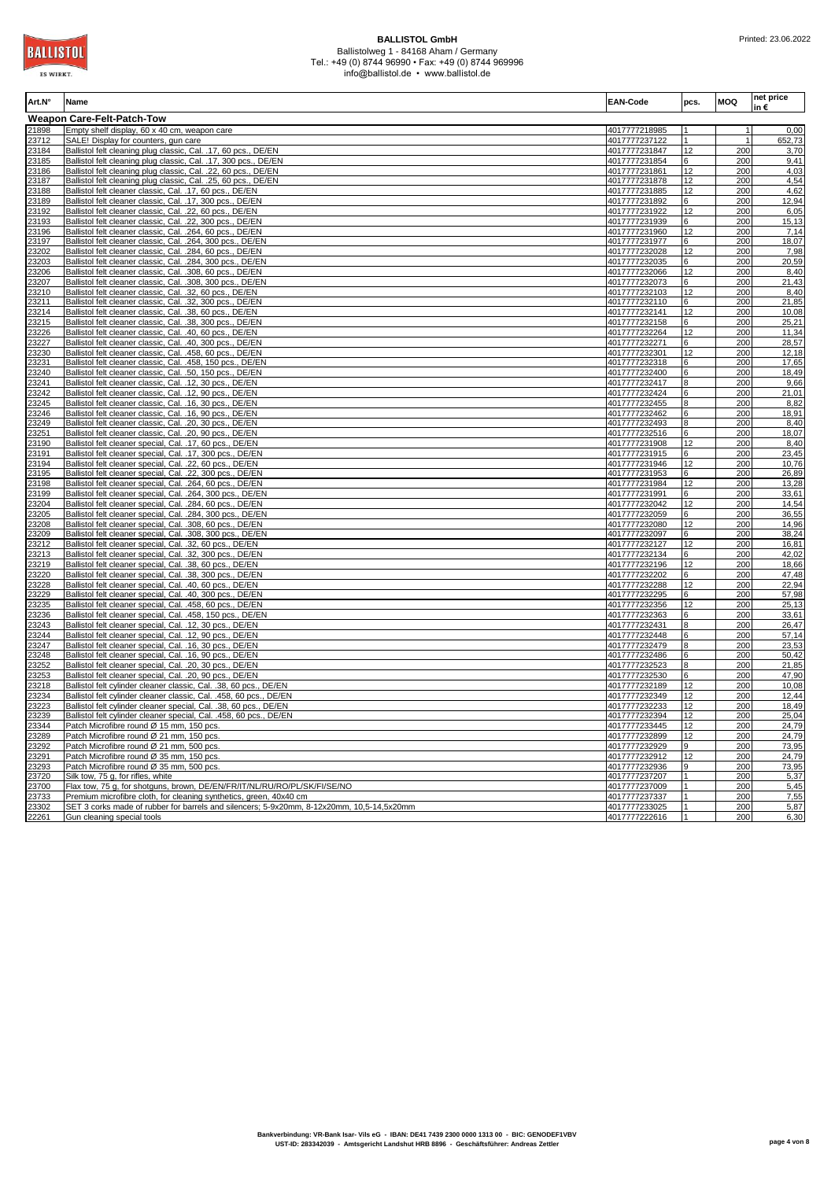# BALLISTOL GmbH

Ballistolweg 1 - 84168 Aham / Germany
Tel.: +49 (0) 8744 96990 • Fax: +49 (0) 8744 969996
info@ballistol.de • www.ballistol.de

Printed: 23.06.2022

| Art.N° | Name | EAN-Code | pcs. | MOQ | net price in € |
|---|---|---|---|---|---|
| **Weapon Care-Felt-Patch-Tow** | | | | | |
| 21898 | Empty shelf display, 60 x 40 cm, weapon care | 4017777218985 | 1 | 1 | 0,00 |
| 23712 | SALE! Display for counters, gun care | 4017777237122 | 1 | 1 | 652,73 |
| 23184 | Ballistol felt cleaning plug classic, Cal. .17, 60 pcs., DE/EN | 4017777231847 | 12 | 200 | 3,70 |
| 23185 | Ballistol felt cleaning plug classic, Cal. .17, 300 pcs., DE/EN | 4017777231854 | 6 | 200 | 9,41 |
| 23186 | Ballistol felt cleaning plug classic, Cal. .22, 60 pcs., DE/EN | 4017777231861 | 12 | 200 | 4,03 |
| 23187 | Ballistol felt cleaning plug classic, Cal. .25, 60 pcs., DE/EN | 4017777231878 | 12 | 200 | 4,54 |
| 23188 | Ballistol felt cleaner classic, Cal. .17, 60 pcs., DE/EN | 4017777231885 | 12 | 200 | 4,62 |
| 23189 | Ballistol felt cleaner classic, Cal. .17, 300 pcs., DE/EN | 4017777231892 | 6 | 200 | 12,94 |
| 23192 | Ballistol felt cleaner classic, Cal. .22, 60 pcs., DE/EN | 4017777231922 | 12 | 200 | 6,05 |
| 23193 | Ballistol felt cleaner classic, Cal. .22, 300 pcs., DE/EN | 4017777231939 | 6 | 200 | 15,13 |
| 23196 | Ballistol felt cleaner classic, Cal. .264, 60 pcs., DE/EN | 4017777231960 | 12 | 200 | 7,14 |
| 23197 | Ballistol felt cleaner classic, Cal. .264, 300 pcs., DE/EN | 4017777231977 | 6 | 200 | 18,07 |
| 23202 | Ballistol felt cleaner classic, Cal. .284, 60 pcs., DE/EN | 4017777232028 | 12 | 200 | 7,98 |
| 23203 | Ballistol felt cleaner classic, Cal. .284, 300 pcs., DE/EN | 4017777232035 | 6 | 200 | 20,59 |
| 23206 | Ballistol felt cleaner classic, Cal. .308, 60 pcs., DE/EN | 4017777232066 | 12 | 200 | 8,40 |
| 23207 | Ballistol felt cleaner classic, Cal. .308, 300 pcs., DE/EN | 4017777232073 | 6 | 200 | 21,43 |
| 23210 | Ballistol felt cleaner classic, Cal. .32, 60 pcs., DE/EN | 4017777232103 | 12 | 200 | 8,40 |
| 23211 | Ballistol felt cleaner classic, Cal. .32, 300 pcs., DE/EN | 4017777232110 | 6 | 200 | 21,85 |
| 23214 | Ballistol felt cleaner classic, Cal. .38, 60 pcs., DE/EN | 4017777232141 | 12 | 200 | 10,08 |
| 23215 | Ballistol felt cleaner classic, Cal. .38, 300 pcs., DE/EN | 4017777232158 | 6 | 200 | 25,21 |
| 23226 | Ballistol felt cleaner classic, Cal. .40, 60 pcs., DE/EN | 4017777232264 | 12 | 200 | 11,34 |
| 23227 | Ballistol felt cleaner classic, Cal. .40, 300 pcs., DE/EN | 4017777232271 | 6 | 200 | 28,57 |
| 23230 | Ballistol felt cleaner classic, Cal. .458, 60 pcs., DE/EN | 4017777232301 | 12 | 200 | 12,18 |
| 23231 | Ballistol felt cleaner classic, Cal. .458, 150 pcs., DE/EN | 4017777232318 | 6 | 200 | 17,65 |
| 23240 | Ballistol felt cleaner classic, Cal. .50, 150 pcs., DE/EN | 4017777232400 | 6 | 200 | 18,49 |
| 23241 | Ballistol felt cleaner classic, Cal. .12, 30 pcs., DE/EN | 4017777232417 | 8 | 200 | 9,66 |
| 23242 | Ballistol felt cleaner classic, Cal. .12, 90 pcs., DE/EN | 4017777232424 | 6 | 200 | 21,01 |
| 23245 | Ballistol felt cleaner classic, Cal. .16, 30 pcs., DE/EN | 4017777232455 | 8 | 200 | 8,82 |
| 23246 | Ballistol felt cleaner classic, Cal. .16, 90 pcs., DE/EN | 4017777232462 | 6 | 200 | 18,91 |
| 23249 | Ballistol felt cleaner classic, Cal. .20, 30 pcs., DE/EN | 4017777232493 | 8 | 200 | 8,40 |
| 23251 | Ballistol felt cleaner classic, Cal. .20, 90 pcs., DE/EN | 4017777232516 | 6 | 200 | 18,07 |
| 23190 | Ballistol felt cleaner special, Cal. .17, 60 pcs., DE/EN | 4017777231908 | 12 | 200 | 8,40 |
| 23191 | Ballistol felt cleaner special, Cal. .17, 300 pcs., DE/EN | 4017777231915 | 6 | 200 | 23,45 |
| 23194 | Ballistol felt cleaner special, Cal. .22, 60 pcs., DE/EN | 4017777231946 | 12 | 200 | 10,76 |
| 23195 | Ballistol felt cleaner special, Cal. .22, 300 pcs., DE/EN | 4017777231953 | 6 | 200 | 26,89 |
| 23198 | Ballistol felt cleaner special, Cal. .264, 60 pcs., DE/EN | 4017777231984 | 12 | 200 | 13,28 |
| 23199 | Ballistol felt cleaner special, Cal. .264, 300 pcs., DE/EN | 4017777231991 | 6 | 200 | 33,61 |
| 23204 | Ballistol felt cleaner special, Cal. .284, 60 pcs., DE/EN | 4017777232042 | 12 | 200 | 14,54 |
| 23205 | Ballistol felt cleaner special, Cal. .284, 300 pcs., DE/EN | 4017777232059 | 6 | 200 | 36,55 |
| 23208 | Ballistol felt cleaner special, Cal. .308, 60 pcs., DE/EN | 4017777232080 | 12 | 200 | 14,96 |
| 23209 | Ballistol felt cleaner special, Cal. .308, 300 pcs., DE/EN | 4017777232097 | 6 | 200 | 38,24 |
| 23212 | Ballistol felt cleaner special, Cal. .32, 60 pcs., DE/EN | 4017777232127 | 12 | 200 | 16,81 |
| 23213 | Ballistol felt cleaner special, Cal. .32, 300 pcs., DE/EN | 4017777232134 | 6 | 200 | 42,02 |
| 23219 | Ballistol felt cleaner special, Cal. .38, 60 pcs., DE/EN | 4017777232196 | 12 | 200 | 18,66 |
| 23220 | Ballistol felt cleaner special, Cal. .38, 300 pcs., DE/EN | 4017777232202 | 6 | 200 | 47,48 |
| 23228 | Ballistol felt cleaner special, Cal. .40, 60 pcs., DE/EN | 4017777232288 | 12 | 200 | 22,94 |
| 23229 | Ballistol felt cleaner special, Cal. .40, 300 pcs., DE/EN | 4017777232295 | 6 | 200 | 57,98 |
| 23235 | Ballistol felt cleaner special, Cal. .458, 60 pcs., DE/EN | 4017777232356 | 12 | 200 | 25,13 |
| 23236 | Ballistol felt cleaner special, Cal. .458, 150 pcs., DE/EN | 4017777232363 | 6 | 200 | 33,61 |
| 23243 | Ballistol felt cleaner special, Cal. .12, 30 pcs., DE/EN | 4017777232431 | 8 | 200 | 26,47 |
| 23244 | Ballistol felt cleaner special, Cal. .12, 90 pcs., DE/EN | 4017777232448 | 6 | 200 | 57,14 |
| 23247 | Ballistol felt cleaner special, Cal. .16, 30 pcs., DE/EN | 4017777232479 | 8 | 200 | 23,53 |
| 23248 | Ballistol felt cleaner special, Cal. .16, 90 pcs., DE/EN | 4017777232486 | 6 | 200 | 50,42 |
| 23252 | Ballistol felt cleaner special, Cal. .20, 30 pcs., DE/EN | 4017777232523 | 8 | 200 | 21,85 |
| 23253 | Ballistol felt cleaner special, Cal. .20, 90 pcs., DE/EN | 4017777232530 | 6 | 200 | 47,90 |
| 23218 | Ballistol felt cylinder cleaner classic, Cal. .38, 60 pcs., DE/EN | 4017777232189 | 12 | 200 | 10,08 |
| 23234 | Ballistol felt cylinder cleaner classic, Cal. .458, 60 pcs., DE/EN | 4017777232349 | 12 | 200 | 12,44 |
| 23223 | Ballistol felt cylinder cleaner special, Cal. .38, 60 pcs., DE/EN | 4017777232233 | 12 | 200 | 18,49 |
| 23239 | Ballistol felt cylinder cleaner special, Cal. .458, 60 pcs., DE/EN | 4017777232394 | 12 | 200 | 25,04 |
| 23344 | Patch Microfibre round Ø 15 mm, 150 pcs. | 4017777233445 | 12 | 200 | 24,79 |
| 23289 | Patch Microfibre round Ø 21 mm, 150 pcs. | 4017777232899 | 12 | 200 | 24,79 |
| 23292 | Patch Microfibre round Ø 21 mm, 500 pcs. | 4017777232929 | 9 | 200 | 73,95 |
| 23291 | Patch Microfibre round Ø 35 mm, 150 pcs. | 4017777232912 | 12 | 200 | 24,79 |
| 23293 | Patch Microfibre round Ø 35 mm, 500 pcs. | 4017777232936 | 9 | 200 | 73,95 |
| 23720 | Silk tow, 75 g, for rifles, white | 4017777237207 | 1 | 200 | 5,37 |
| 23700 | Flax tow, 75 g, for shotguns, brown, DE/EN/FR/IT/NL/RU/RO/PL/SK/FI/SE/NO | 4017777237009 | 1 | 200 | 5,45 |
| 23733 | Premium microfibre cloth, for cleaning synthetics, green, 40x40 cm | 4017777237337 | 1 | 200 | 7,55 |
| 23302 | SET 3 corks made of rubber for barrels and silencers; 5-9x20mm, 8-12x20mm, 10,5-14,5x20mm | 4017777233025 | 1 | 200 | 5,87 |
| 22261 | Gun cleaning special tools | 4017777222616 | 1 | 200 | 6,30 |

Bankverbindung: VR-Bank Isar- Vils eG - IBAN: DE41 7439 2300 0000 1313 00 - BIC: GENODEF1VBV
UST-ID: 283342039 - Amtsgericht Landshut HRB 8896 - Geschäftsführer: Andreas Zettler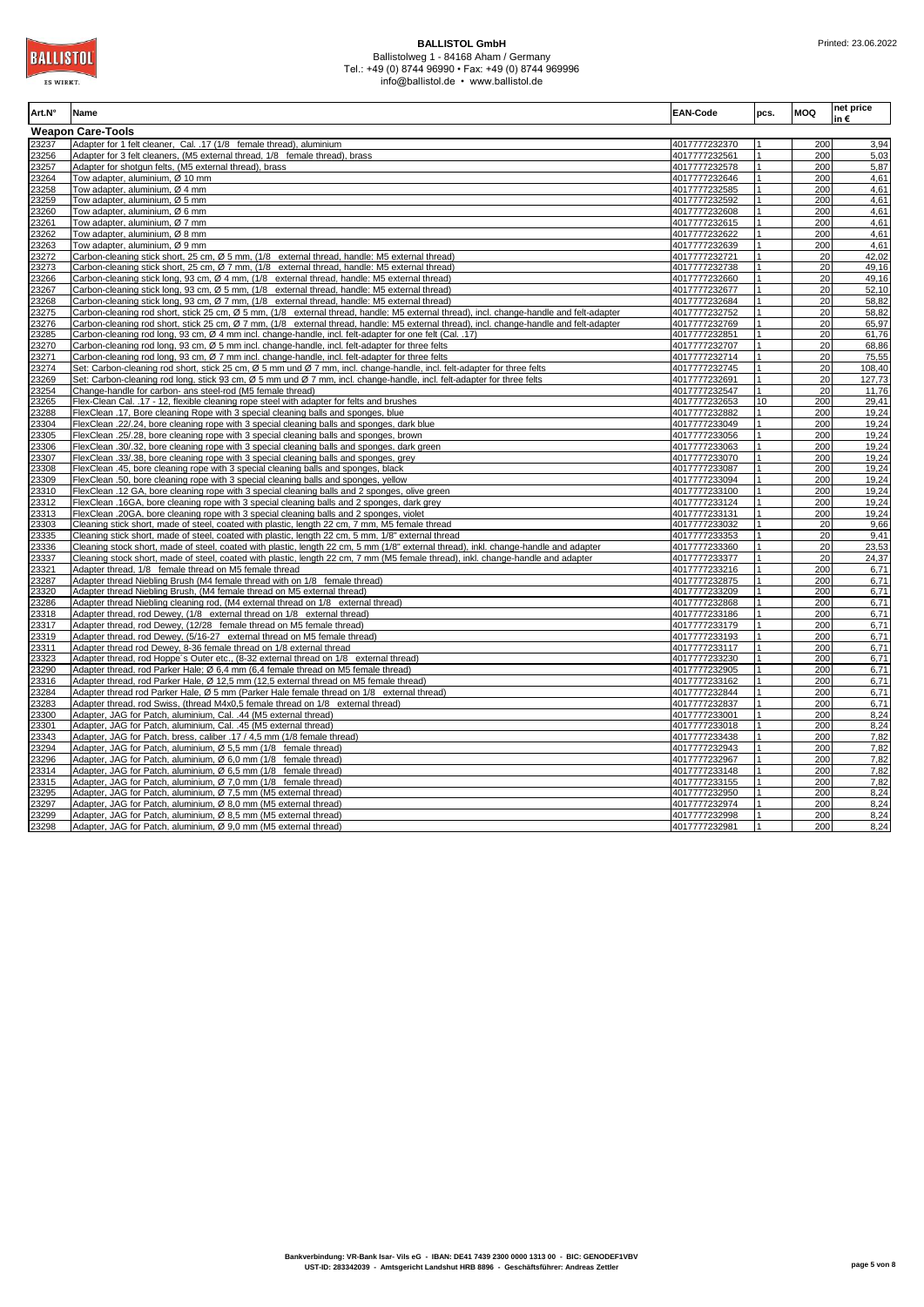| Art.N° | Name | EAN-Code | pcs. | MOQ | net price in € |
|---|---|---|---|---|---|
| **Weapon Care-Tools** | | | | | |
| 23237 | Adapter for 1 felt cleaner, Cal. .17 (1/8 female thread), aluminium | 4017777232370 | 1 | 200 | 3,94 |
| 23256 | Adapter for 3 felt cleaners, (M5 external thread, 1/8 female thread), brass | 4017777232561 | 1 | 200 | 5,03 |
| 23257 | Adapter for shotgun felts, (M5 external thread), brass | 4017777232578 | 1 | 200 | 5,87 |
| 23264 | Tow adapter, aluminium, Ø 10 mm | 4017777232646 | 1 | 200 | 4,61 |
| 23258 | Tow adapter, aluminium, Ø 4 mm | 4017777232585 | 1 | 200 | 4,61 |
| 23259 | Tow adapter, aluminium, Ø 5 mm | 4017777232592 | 1 | 200 | 4,61 |
| 23260 | Tow adapter, aluminium, Ø 6 mm | 4017777232608 | 1 | 200 | 4,61 |
| 23261 | Tow adapter, aluminium, Ø 7 mm | 4017777232615 | 1 | 200 | 4,61 |
| 23262 | Tow adapter, aluminium, Ø 8 mm | 4017777232622 | 1 | 200 | 4,61 |
| 23263 | Tow adapter, aluminium, Ø 9 mm | 4017777232639 | 1 | 200 | 4,61 |
| 23272 | Carbon-cleaning stick short, 25 cm, Ø 5 mm, (1/8 external thread, handle: M5 external thread) | 4017777232721 | 1 | 20 | 42,02 |
| 23273 | Carbon-cleaning stick short, 25 cm, Ø 7 mm, (1/8 external thread, handle: M5 external thread) | 4017777232738 | 1 | 20 | 49,16 |
| 23266 | Carbon-cleaning stick long, 93 cm, Ø 4 mm, (1/8 external thread, handle: M5 external thread) | 4017777232660 | 1 | 20 | 49,16 |
| 23267 | Carbon-cleaning stick long, 93 cm, Ø 5 mm, (1/8 external thread, handle: M5 external thread) | 4017777232677 | 1 | 20 | 52,10 |
| 23268 | Carbon-cleaning stick long, 93 cm, Ø 7 mm, (1/8 external thread, handle: M5 external thread) | 4017777232684 | 1 | 20 | 58,82 |
| 23275 | Carbon-cleaning rod short, stick 25 cm, Ø 5 mm, (1/8 external thread, handle: M5 external thread), incl. change-handle and felt-adapter | 4017777232752 | 1 | 20 | 58,82 |
| 23276 | Carbon-cleaning rod short, stick 25 cm, Ø 7 mm, (1/8 external thread, handle: M5 external thread), incl. change-handle and felt-adapter | 4017777232769 | 1 | 20 | 65,97 |
| 23285 | Carbon-cleaning rod long, 93 cm, Ø 4 mm incl. change-handle, incl. felt-adapter for one felt (Cal. .17) | 4017777232851 | 1 | 20 | 61,76 |
| 23270 | Carbon-cleaning rod long, 93 cm, Ø 5 mm incl. change-handle, incl. felt-adapter for three felts | 4017777232707 | 1 | 20 | 68,86 |
| 23271 | Carbon-cleaning rod long, 93 cm, Ø 7 mm incl. change-handle, incl. felt-adapter for three felts | 4017777232714 | 1 | 20 | 75,55 |
| 23274 | Set: Carbon-cleaning rod short, stick 25 cm, Ø 5 mm und Ø 7 mm, incl. change-handle, incl. felt-adapter for three felts | 4017777232745 | 1 | 20 | 108,40 |
| 23269 | Set: Carbon-cleaning rod long, stick 93 cm, Ø 5 mm und Ø 7 mm, incl. change-handle, incl. felt-adapter for three felts | 4017777232691 | 1 | 20 | 127,73 |
| 23254 | Change-handle for carbon- ans steel-rod (M5 female thread) | 4017777232547 | 1 | 20 | 11,76 |
| 23265 | Flex-Clean Cal. .17 - 12, flexible cleaning rope steel with adapter for felts and brushes | 4017777232653 | 10 | 200 | 29,41 |
| 23288 | FlexClean .17, Bore cleaning Rope with 3 special cleaning balls and sponges, blue | 4017777232882 | 1 | 200 | 19,24 |
| 23304 | FlexClean .22/.24, bore cleaning rope with 3 special cleaning balls and sponges, dark blue | 4017777233049 | 1 | 200 | 19,24 |
| 23305 | FlexClean .25/.28, bore cleaning rope with 3 special cleaning balls and sponges, brown | 4017777233056 | 1 | 200 | 19,24 |
| 23306 | FlexClean .30/.32, bore cleaning rope with 3 special cleaning balls and sponges, dark green | 4017777233063 | 1 | 200 | 19,24 |
| 23307 | FlexClean .33/.38, bore cleaning rope with 3 special cleaning balls and sponges, grey | 4017777233070 | 1 | 200 | 19,24 |
| 23308 | FlexClean .45, bore cleaning rope with 3 special cleaning balls and sponges, black | 4017777233087 | 1 | 200 | 19,24 |
| 23309 | FlexClean .50, bore cleaning rope with 3 special cleaning balls and sponges, yellow | 4017777233094 | 1 | 200 | 19,24 |
| 23310 | FlexClean .12 GA, bore cleaning rope with 3 special cleaning balls and 2 sponges, olive green | 4017777233100 | 1 | 200 | 19,24 |
| 23312 | FlexClean .16GA, bore cleaning rope with 3 special cleaning balls and 2 sponges, dark grey | 4017777233124 | 1 | 200 | 19,24 |
| 23313 | FlexClean .20GA, bore cleaning rope with 3 special cleaning balls and 2 sponges, violet | 4017777233131 | 1 | 200 | 19,24 |
| 23303 | Cleaning stick short, made of steel, coated with plastic, length 22 cm, 7 mm, M5 female thread | 4017777233032 | 1 | 20 | 9,66 |
| 23335 | Cleaning stick short, made of steel, coated with plastic, length 22 cm, 5 mm, 1/8" external thread | 4017777233353 | 1 | 20 | 9,41 |
| 23336 | Cleaning stock short, made of steel, coated with plastic, length 22 cm, 5 mm (1/8" external thread), inkl. change-handle and adapter | 4017777233360 | 1 | 20 | 23,53 |
| 23337 | Cleaning stock short, made of steel, coated with plastic, length 22 cm, 7 mm (M5 female thread), inkl. change-handle and adapter | 4017777233377 | 1 | 20 | 24,37 |
| 23321 | Adapter thread, 1/8 female thread on M5 female thread | 4017777233216 | 1 | 200 | 6,71 |
| 23287 | Adapter thread Niebling Brush (M4 female thread with on 1/8 female thread) | 4017777232875 | 1 | 200 | 6,71 |
| 23320 | Adapter thread Niebling Brush, (M4 female thread on M5 external thread) | 4017777233209 | 1 | 200 | 6,71 |
| 23286 | Adapter thread Niebling cleaning rod, (M4 external thread on 1/8 external thread) | 4017777232868 | 1 | 200 | 6,71 |
| 23318 | Adapter thread, rod Dewey, (1/8 external thread on 1/8 external thread) | 4017777233186 | 1 | 200 | 6,71 |
| 23317 | Adapter thread, rod Dewey, (12/28 female thread on M5 female thread) | 4017777233179 | 1 | 200 | 6,71 |
| 23319 | Adapter thread, rod Dewey, (5/16-27 external thread on M5 female thread) | 4017777233193 | 1 | 200 | 6,71 |
| 23311 | Adapter thread rod Dewey, 8-36 female thread on 1/8 external thread | 4017777233117 | 1 | 200 | 6,71 |
| 23323 | Adapter thread, rod Hoppe´s Outer etc., (8-32 external thread on 1/8 external thread) | 4017777233230 | 1 | 200 | 6,71 |
| 23290 | Adapter thread, rod Parker Hale; Ø 6,4 mm (6,4 female thread on M5 female thread) | 4017777232905 | 1 | 200 | 6,71 |
| 23316 | Adapter thread, rod Parker Hale, Ø 12,5 mm (12,5 external thread on M5 female thread) | 4017777233162 | 1 | 200 | 6,71 |
| 23284 | Adapter thread rod Parker Hale, Ø 5 mm (Parker Hale female thread on 1/8 external thread) | 4017777232844 | 1 | 200 | 6,71 |
| 23283 | Adapter thread, rod Swiss, (thread M4x0,5 female thread on 1/8 external thread) | 4017777232837 | 1 | 200 | 6,71 |
| 23300 | Adapter, JAG for Patch, aluminium, Cal. .44 (M5 external thread) | 4017777233001 | 1 | 200 | 8,24 |
| 23301 | Adapter, JAG for Patch, aluminium, Cal. .45 (M5 external thread) | 4017777233018 | 1 | 200 | 8,24 |
| 23343 | Adapter, JAG for Patch, bress, caliber .17 / 4,5 mm (1/8 female thread) | 4017777233438 | 1 | 200 | 7,82 |
| 23294 | Adapter, JAG for Patch, aluminium, Ø 5,5 mm (1/8 female thread) | 4017777232943 | 1 | 200 | 7,82 |
| 23296 | Adapter, JAG for Patch, aluminium, Ø 6,0 mm (1/8 female thread) | 4017777232967 | 1 | 200 | 7,82 |
| 23314 | Adapter, JAG for Patch, aluminium, Ø 6,5 mm (1/8 female thread) | 4017777233148 | 1 | 200 | 7,82 |
| 23315 | Adapter, JAG for Patch, aluminium, Ø 7,0 mm (1/8 female thread) | 4017777233155 | 1 | 200 | 7,82 |
| 23295 | Adapter, JAG for Patch, aluminium, Ø 7,5 mm (M5 external thread) | 4017777232950 | 1 | 200 | 8,24 |
| 23297 | Adapter, JAG for Patch, aluminium, Ø 8,0 mm (M5 external thread) | 4017777232974 | 1 | 200 | 8,24 |
| 23299 | Adapter, JAG for Patch, aluminium, Ø 8,5 mm (M5 external thread) | 4017777232998 | 1 | 200 | 8,24 |
| 23298 | Adapter, JAG for Patch, aluminium, Ø 9,0 mm (M5 external thread) | 4017777232981 | 1 | 200 | 8,24 |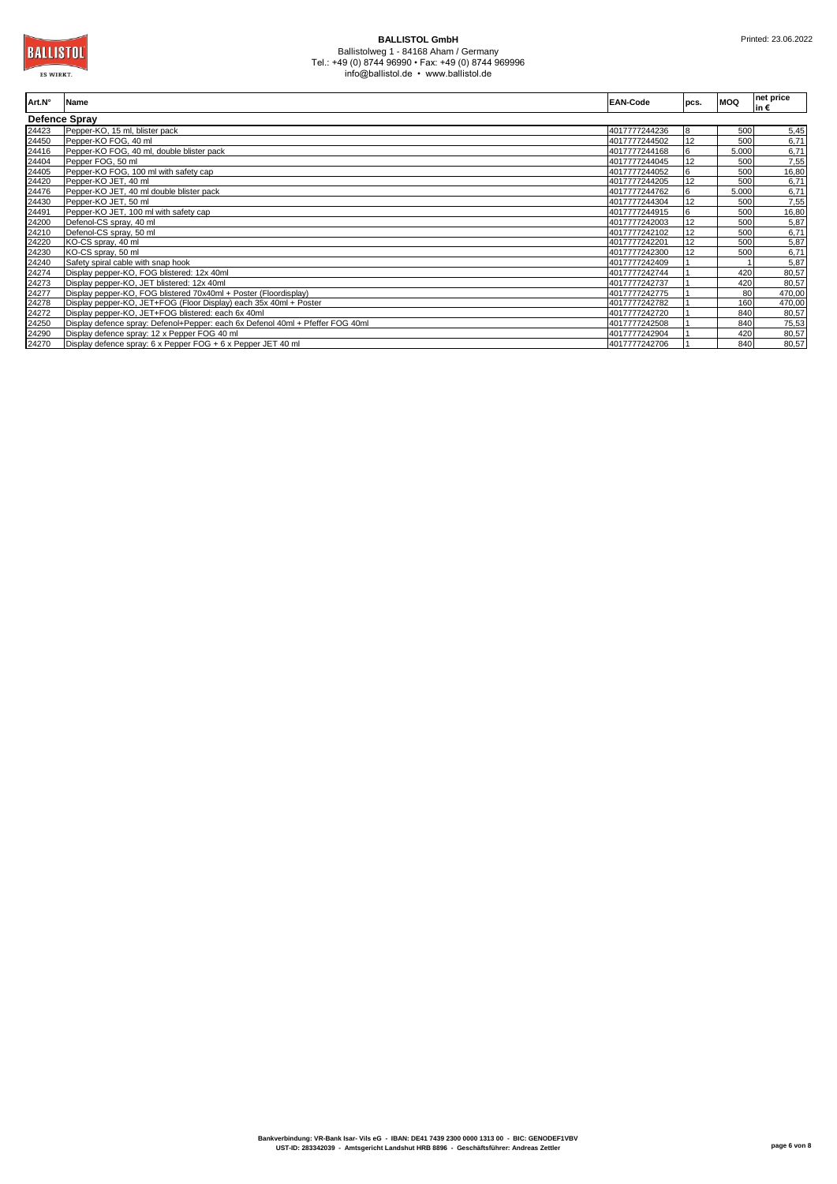**BALLISTOL GmbH**
Ballistolweg 1 - 84168 Aham / Germany
Tel.: +49 (0) 8744 96990 • Fax: +49 (0) 8744 969996
info@ballistol.de • www.ballistol.de

Printed: 23.06.2022

| Art.N° | Name | EAN-Code | pcs. | MOQ | net price in € |
|---|---|---|---|---|---|
| **Defence Spray** | | | | | |
| 24423 | Pepper-KO, 15 ml, blister pack | 4017777244236 | 8 | 500 | 5,45 |
| 24450 | Pepper-KO FOG, 40 ml | 4017777244502 | 12 | 500 | 6,71 |
| 24416 | Pepper-KO FOG, 40 ml, double blister pack | 4017777244168 | 6 | 5.000 | 6,71 |
| 24404 | Pepper FOG, 50 ml | 4017777244045 | 12 | 500 | 7,55 |
| 24405 | Pepper-KO FOG, 100 ml with safety cap | 4017777244052 | 6 | 500 | 16,80 |
| 24420 | Pepper-KO JET, 40 ml | 4017777244205 | 12 | 500 | 6,71 |
| 24476 | Pepper-KO JET, 40 ml double blister pack | 4017777244762 | 6 | 5.000 | 6,71 |
| 24430 | Pepper-KO JET, 50 ml | 4017777244304 | 12 | 500 | 7,55 |
| 24491 | Pepper-KO JET, 100 ml with safety cap | 4017777244915 | 6 | 500 | 16,80 |
| 24200 | Defenol-CS spray, 40 ml | 4017777242003 | 12 | 500 | 5,87 |
| 24210 | Defenol-CS spray, 50 ml | 4017777242102 | 12 | 500 | 6,71 |
| 24220 | KO-CS spray, 40 ml | 4017777242201 | 12 | 500 | 5,87 |
| 24230 | KO-CS spray, 50 ml | 4017777242300 | 12 | 500 | 6,71 |
| 24240 | Safety spiral cable with snap hook | 4017777242409 | 1 | 1 | 5,87 |
| 24274 | Display pepper-KO, FOG blistered: 12x 40ml | 4017777242744 | 1 | 420 | 80,57 |
| 24273 | Display pepper-KO, JET blistered: 12x 40ml | 4017777242737 | 1 | 420 | 80,57 |
| 24277 | Display pepper-KO, FOG blistered 70x40ml + Poster (Floordisplay) | 4017777242775 | 1 | 80 | 470,00 |
| 24278 | Display pepper-KO, JET+FOG (Floor Display) each 35x 40ml + Poster | 4017777242782 | 1 | 160 | 470,00 |
| 24272 | Display pepper-KO, JET+FOG blistered: each 6x 40ml | 4017777242720 | 1 | 840 | 80,57 |
| 24250 | Display defence spray: Defenol+Pepper: each 6x Defenol 40ml + Pfeffer FOG 40ml | 4017777242508 | 1 | 840 | 75,53 |
| 24290 | Display defence spray: 12 x Pepper FOG 40 ml | 4017777242904 | 1 | 420 | 80,57 |
| 24270 | Display defence spray: 6 x Pepper FOG + 6 x Pepper JET 40 ml | 4017777242706 | 1 | 840 | 80,57 |

**Bankverbindung: VR-Bank Isar- Vils eG - IBAN: DE41 7439 2300 0000 1313 00 - BIC: GENODEF1VBV**
**UST-ID: 283342039 - Amtsgericht Landshut HRB 8896 - Geschäftsführer: Andreas Zettler**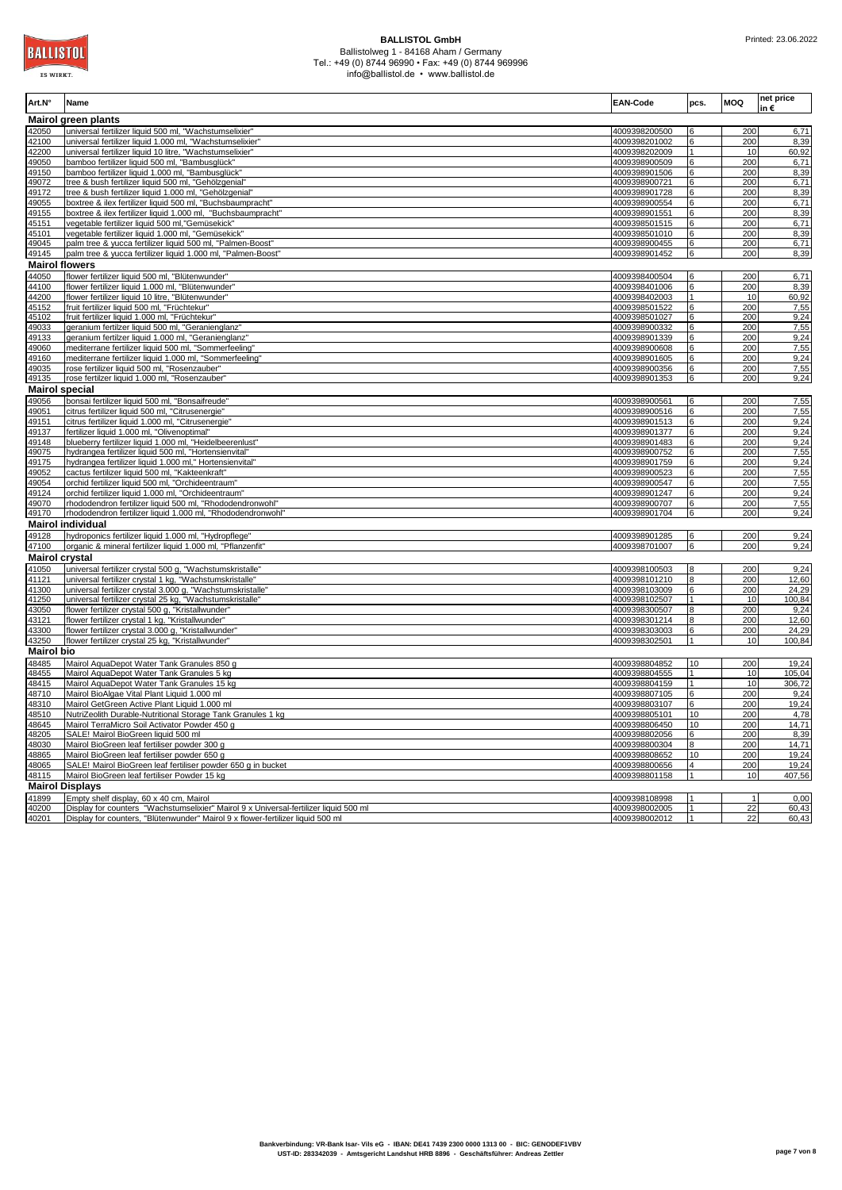**BALLISTOL GmbH**
Ballistolweg 1 - 84168 Aham / Germany
Tel.: +49 (0) 8744 96990 • Fax: +49 (0) 8744 969996
info@ballistol.de • www.ballistol.de

Printed: 23.06.2022

| Art.N° | Name | EAN-Code | pcs. | MOQ | net price in € |
|---|---|---|---|---|---|
| **Mairol green plants** | | | | | |
| 42050 | universal fertilizer liquid 500 ml, "Wachstumselixier" | 4009398200500 | 6 | 200 | 6,71 |
| 42100 | universal fertilizer liquid 1.000 ml, "Wachstumselixier" | 4009398201002 | 6 | 200 | 8,39 |
| 42200 | universal fertilizer liquid 10 litre, "Wachstumselixier" | 4009398202009 | 1 | 10 | 60,92 |
| 49050 | bamboo fertilizer liquid 500 ml, "Bambusglück" | 4009398900509 | 6 | 200 | 6,71 |
| 49150 | bamboo fertilizer liquid 1.000 ml, "Bambusglück" | 4009398901506 | 6 | 200 | 8,39 |
| 49072 | tree & bush fertilizer liquid 500 ml, "Gehölzgenial" | 4009398900721 | 6 | 200 | 6,71 |
| 49172 | tree & bush fertilizer liquid 1.000 ml, "Gehölzgenial" | 4009398901728 | 6 | 200 | 8,39 |
| 49055 | boxtree & ilex fertilizer liquid 500 ml, "Buchsbaumpracht" | 4009398900554 | 6 | 200 | 6,71 |
| 49155 | boxtree & ilex fertilizer liquid 1.000 ml, "Buchsbaumpracht" | 4009398901551 | 6 | 200 | 8,39 |
| 45151 | vegetable fertilizer liquid 500 ml,"Gemüsekick" | 4009398501515 | 6 | 200 | 6,71 |
| 45101 | vegetable fertilizer liquid 1.000 ml, "Gemüsekick" | 4009398501010 | 6 | 200 | 8,39 |
| 49045 | palm tree & yucca fertilizer liquid 500 ml, "Palmen-Boost" | 4009398900455 | 6 | 200 | 6,71 |
| 49145 | palm tree & yucca fertilizer liquid 1.000 ml, "Palmen-Boost" | 4009398901452 | 6 | 200 | 8,39 |
| **Mairol flowers** | | | | | |
| 44050 | flower fertilizer liquid 500 ml, "Blütenwunder" | 4009398400504 | 6 | 200 | 6,71 |
| 44100 | flower fertilizer liquid 1.000 ml, "Blütenwunder" | 4009398401006 | 6 | 200 | 8,39 |
| 44200 | flower fertilizer liquid 10 litre, "Blütenwunder" | 4009398402003 | 1 | 10 | 60,92 |
| 45152 | fruit fertilizer liquid 500 ml, "Früchtekur" | 4009398501522 | 6 | 200 | 7,55 |
| 45102 | fruit fertilizer liquid 1.000 ml, "Früchtekur" | 4009398501027 | 6 | 200 | 9,24 |
| 49033 | geranium fertilzer liquid 500 ml, "Geranienglanz" | 4009398900332 | 6 | 200 | 7,55 |
| 49133 | geranium fertilzer liquid 1.000 ml, "Geranienglanz" | 4009398901339 | 6 | 200 | 9,24 |
| 49060 | mediterrane fertilizer liquid 500 ml, "Sommerfeeling" | 4009398900608 | 6 | 200 | 7,55 |
| 49160 | mediterrane fertilizer liquid 1.000 ml, "Sommerfeeling" | 4009398901605 | 6 | 200 | 9,24 |
| 49035 | rose fertilizer liquid 500 ml, "Rosenzauber" | 4009398900356 | 6 | 200 | 7,55 |
| 49135 | rose fertilzer liquid 1.000 ml, "Rosenzauber" | 4009398901353 | 6 | 200 | 9,24 |
| **Mairol special** | | | | | |
| 49056 | bonsai fertilizer liquid 500 ml, "Bonsaifreude" | 4009398900561 | 6 | 200 | 7,55 |
| 49051 | citrus fertilizer liquid 500 ml, "Citrusenergie" | 4009398900516 | 6 | 200 | 7,55 |
| 49151 | citrus fertilizer liquid 1.000 ml, "Citrusenergie" | 4009398901513 | 6 | 200 | 9,24 |
| 49137 | fertilizer liquid 1.000 ml, "Olivenoptimal" | 4009398901377 | 6 | 200 | 9,24 |
| 49148 | blueberry fertilizer liquid 1.000 ml, "Heidelbeerenlust" | 4009398901483 | 6 | 200 | 9,24 |
| 49075 | hydrangea fertilizer liquid 500 ml, "Hortensienvital" | 4009398900752 | 6 | 200 | 7,55 |
| 49175 | hydrangea fertilizer liquid 1.000 ml," Hortensienvital" | 4009398901759 | 6 | 200 | 9,24 |
| 49052 | cactus fertilizer liquid 500 ml, "Kakteenkraft" | 4009398900523 | 6 | 200 | 7,55 |
| 49054 | orchid fertilizer liquid 500 ml, "Orchideentraum" | 4009398900547 | 6 | 200 | 7,55 |
| 49124 | orchid fertilizer liquid 1.000 ml, "Orchideentraum" | 4009398901247 | 6 | 200 | 9,24 |
| 49070 | rhododendron fertilizer liquid 500 ml, "Rhododendronwohl" | 4009398900707 | 6 | 200 | 7,55 |
| 49170 | rhododendron fertilizer liquid 1.000 ml, "Rhododendronwohl" | 4009398901704 | 6 | 200 | 9,24 |
| **Mairol individual** | | | | | |
| 49128 | hydroponics fertilizer liquid 1.000 ml, "Hydropflege" | 4009398901285 | 6 | 200 | 9,24 |
| 47100 | organic & mineral fertilizer liquid 1.000 ml, "Pflanzenfit" | 4009398701007 | 6 | 200 | 9,24 |
| **Mairol crystal** | | | | | |
| 41050 | universal fertilizer crystal 500 g, "Wachstumskristalle" | 4009398100503 | 8 | 200 | 9,24 |
| 41121 | universal fertilizer crystal 1 kg, "Wachstumskristalle" | 4009398101210 | 8 | 200 | 12,60 |
| 41300 | universal fertilizer crystal 3.000 g, "Wachstumskristalle" | 4009398103009 | 6 | 200 | 24,29 |
| 41250 | universal fertilizer crystal 25 kg, "Wachstumskristalle" | 4009398102507 | 1 | 10 | 100,84 |
| 43050 | flower fertilizer crystal 500 g, "Kristallwunder" | 4009398300507 | 8 | 200 | 9,24 |
| 43121 | flower fertilizer crystal 1 kg, "Kristallwunder" | 4009398301214 | 8 | 200 | 12,60 |
| 43300 | flower fertilizer crystal 3.000 g, "Kristallwunder" | 4009398303003 | 6 | 200 | 24,29 |
| 43250 | flower fertilizer crystal 25 kg, "Kristallwunder" | 4009398302501 | 1 | 10 | 100,84 |
| **Mairol bio** | | | | | |
| 48485 | Mairol AquaDepot Water Tank Granules 850 g | 4009398804852 | 10 | 200 | 19,24 |
| 48455 | Mairol AquaDepot Water Tank Granules 5 kg | 4009398804555 | 1 | 10 | 105,04 |
| 48415 | Mairol AquaDepot Water Tank Granules 15 kg | 4009398804159 | 1 | 10 | 306,72 |
| 48710 | Mairol BioAlgae Vital Plant Liquid 1.000 ml | 4009398807105 | 6 | 200 | 9,24 |
| 48310 | Mairol GetGreen Active Plant Liquid 1.000 ml | 4009398803107 | 6 | 200 | 19,24 |
| 48510 | NutriZeolith Durable-Nutritional Storage Tank Granules 1 kg | 4009398805101 | 10 | 200 | 4,78 |
| 48645 | Mairol TerraMicro Soil Activator Powder 450 g | 4009398806450 | 10 | 200 | 14,71 |
| 48205 | SALE! Mairol BioGreen liquid 500 ml | 4009398802056 | 6 | 200 | 8,39 |
| 48030 | Mairol BioGreen leaf fertiliser powder 300 g | 4009398800304 | 8 | 200 | 14,71 |
| 48865 | Mairol BioGreen leaf fertiliser powder 650 g | 4009398808652 | 10 | 200 | 19,24 |
| 48065 | SALE! Mairol BioGreen leaf fertiliser powder 650 g in bucket | 4009398800656 | 4 | 200 | 19,24 |
| 48115 | Mairol BioGreen leaf fertiliser Powder 15 kg | 4009398801158 | 1 | 10 | 407,56 |
| **Mairol Displays** | | | | | |
| 41899 | Empty shelf display, 60 x 40 cm, Mairol | 4009398108998 | 1 | 1 | 0,00 |
| 40200 | Display for counters "Wachstumselixier" Mairol 9 x Universal-fertilizer liquid 500 ml | 4009398002005 | 1 | 22 | 60,43 |
| 40201 | Display for counters, "Blütenwunder" Mairol 9 x flower-fertilizer liquid 500 ml | 4009398002012 | 1 | 22 | 60,43 |

**Bankverbindung: VR-Bank Isar- Vils eG - IBAN: DE41 7439 2300 0000 1313 00 - BIC: GENODEF1VBV**
**UST-ID: 283342039 - Amtsgericht Landshut HRB 8896 - Geschäftsführer: Andreas Zettler**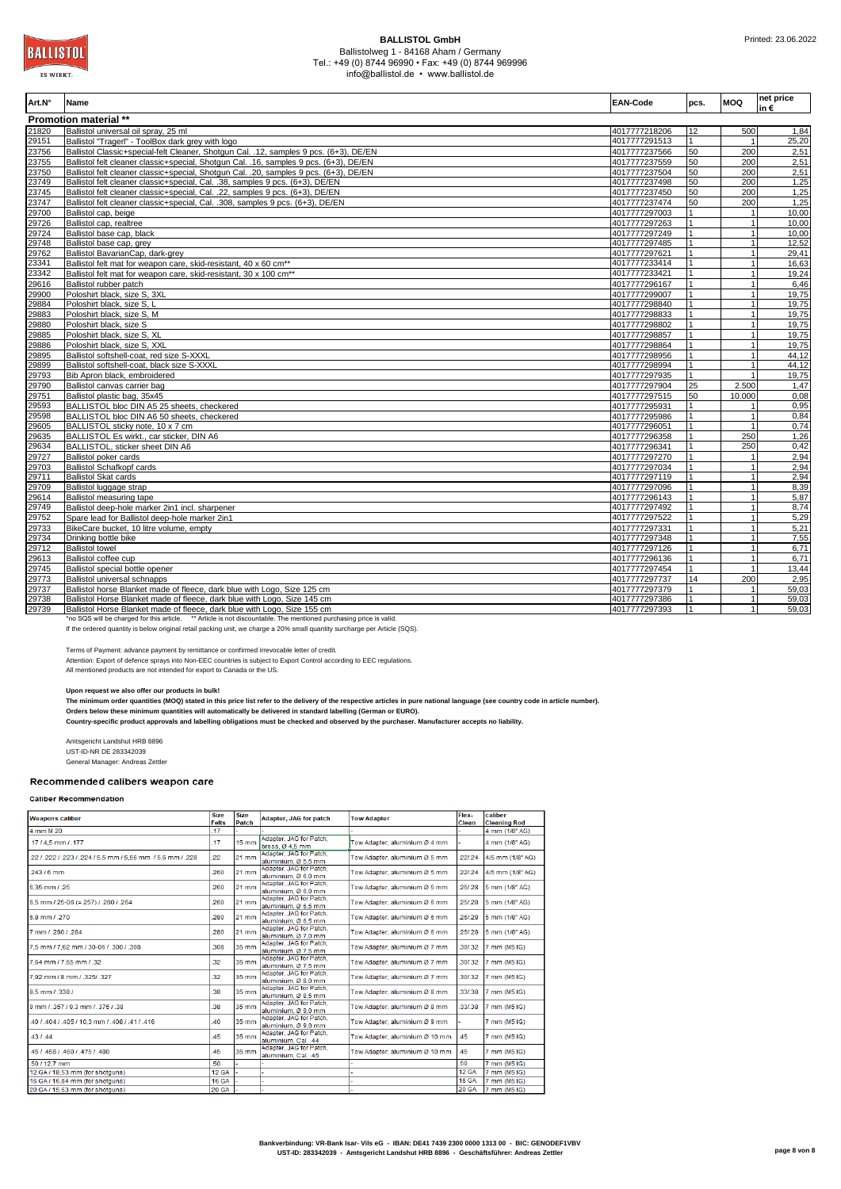| Art.N° | Name | EAN-Code | pcs. | MOQ | net price in € |
|---|---|---|---|---|---|
| **Promotion material \*\*** | | | | | |
| 21820 | Ballistol universal oil spray, 25 ml | 4017777218206 | 12 | 500 | 1,84 |
| 29151 | Ballistol "Trageri" - ToolBox dark grey with logo | 4017777291513 | 1 | 1 | 25,20 |
| 23756 | Ballistol Classic+special-felt Cleaner, Shotgun Cal. .12, samples 9 pcs. (6+3), DE/EN | 4017777237566 | 50 | 200 | 2,51 |
| 23755 | Ballistol felt cleaner classic+special, Shotgun Cal. .16, samples 9 pcs. (6+3), DE/EN | 4017777237559 | 50 | 200 | 2,51 |
| 23750 | Ballistol felt cleaner classic+special, Shotgun Cal. .20, samples 9 pcs. (6+3), DE/EN | 4017777237504 | 50 | 200 | 2,51 |
| 23749 | Ballistol felt cleaner classic+special, Cal. .38, samples 9 pcs. (6+3), DE/EN | 4017777237498 | 50 | 200 | 1,25 |
| 23745 | Ballistol felt cleaner classic+special, Cal. .22, samples 9 pcs. (6+3), DE/EN | 4017777237450 | 50 | 200 | 1,25 |
| 23747 | Ballistol felt cleaner classic+special, Cal. .308, samples 9 pcs. (6+3), DE/EN | 4017777237474 | 50 | 200 | 1,25 |
| 29700 | Ballistol cap, beige | 4017777297003 | 1 | 1 | 10,00 |
| 29726 | Ballistol cap, realtree | 4017777297263 | 1 | 1 | 10,00 |
| 29724 | Ballistol base cap, black | 4017777297249 | 1 | 1 | 10,00 |
| 29748 | Ballistol base cap, grey | 4017777297485 | 1 | 1 | 12,52 |
| 29762 | Ballistol BavarianCap, dark-grey | 4017777297621 | 1 | 1 | 29,41 |
| 23341 | Ballistol felt mat for weapon care, skid-resistant, 40 x 60 cm\*\* | 4017777233414 | 1 | 1 | 16,63 |
| 23342 | Ballistol felt mat for weapon care, skid-resistant, 30 x 100 cm\*\* | 4017777233421 | 1 | 1 | 19,24 |
| 29616 | Ballistol rubber patch | 4017777296167 | 1 | 1 | 6,46 |
| 29900 | Poloshirt black, size S, 3XL | 4017777299007 | 1 | 1 | 19,75 |
| 29884 | Poloshirt black, size S, L | 4017777298840 | 1 | 1 | 19,75 |
| 29883 | Poloshirt black, size S, M | 4017777298833 | 1 | 1 | 19,75 |
| 29880 | Poloshirt black, size S | 4017777298802 | 1 | 1 | 19,75 |
| 29885 | Poloshirt black, size S, XL | 4017777298857 | 1 | 1 | 19,75 |
| 29886 | Poloshirt black, size S, XXL | 4017777298864 | 1 | 1 | 19,75 |
| 29895 | Ballistol softshell-coat, red size S-XXXL | 4017777298956 | 1 | 1 | 44,12 |
| 29899 | Ballistol softshell-coat, black size S-XXXL | 4017777298994 | 1 | 1 | 44,12 |
| 29793 | Bib Apron black, embroidered | 4017777297935 | 1 | 1 | 19,75 |
| 29790 | Ballistol canvas carrier bag | 4017777297904 | 25 | 2.500 | 1,47 |
| 29751 | Ballistol plastic bag, 35x45 | 4017777297515 | 50 | 10.000 | 0,08 |
| 29593 | BALLISTOL bloc DIN A5 25 sheets, checkered | 4017777295931 | 1 | 1 | 0,95 |
| 29598 | BALLISTOL bloc DIN A6 50 sheets, checkered | 4017777295986 | 1 | 1 | 0,84 |
| 29605 | BALLISTOL sticky note, 10 x 7 cm | 4017777296051 | 1 | 1 | 0,74 |
| 29635 | BALLISTOL Es wirkt., car sticker, DIN A6 | 4017777296358 | 1 | 250 | 1,26 |
| 29634 | BALLISTOL, sticker sheet DIN A6 | 4017777296341 | 1 | 250 | 0,42 |
| 29727 | Ballistol poker cards | 4017777297270 | 1 | 1 | 2,94 |
| 29703 | Ballistol Schafkopf cards | 4017777297034 | 1 | 1 | 2,94 |
| 29711 | Ballistol Skat cards | 4017777297119 | 1 | 1 | 2,94 |
| 29709 | Ballistol luggage strap | 4017777297096 | 1 | 1 | 8,39 |
| 29614 | Ballistol measuring tape | 4017777296143 | 1 | 1 | 5,87 |
| 29749 | Ballistol deep-hole marker 2in1 incl. sharpener | 4017777297492 | 1 | 1 | 8,74 |
| 29752 | Spare lead for Ballistol deep-hole marker 2in1 | 4017777297522 | 1 | 1 | 5,29 |
| 29733 | BikeCare bucket, 10 litre volume, empty | 4017777297331 | 1 | 1 | 5,21 |
| 29734 | Drinking bottle bike | 4017777297348 | 1 | 1 | 7,55 |
| 29712 | Ballistol towel | 4017777297126 | 1 | 1 | 6,71 |
| 29613 | Ballistol coffee cup | 4017777296136 | 1 | 1 | 6,71 |
| 29745 | Ballistol special bottle opener | 4017777297454 | 1 | 1 | 13,44 |
| 29773 | Ballistol universal schnapps | 4017777297737 | 14 | 200 | 2,95 |
| 29737 | Ballistol horse Blanket made of fleece, dark blue with Logo, Size 125 cm | 4017777297379 | 1 | 1 | 59,03 |
| 29738 | Ballistol Horse Blanket made of fleece, dark blue with Logo, Size 145 cm | 4017777297386 | 1 | 1 | 59,03 |
| 29739 | Ballistol Horse Blanket made of fleece, dark blue with Logo, Size 155 cm | 4017777297393 | 1 | 1 | 59,03 |

\*no SQS will be charged for this article. \*\* Article is not discountable. The mentioned purchasing price is valid.

If the ordered quantity is below original retail packing unit, we charge a 20% small quantity surcharge per Article (SQS).

Terms of Payment: advance payment by remittance or confirmed irrevocable letter of credit.
Attention: Export of defence sprays into Non-EEC countries is subject to Export Control according to EEC regulations.
All mentioned products are not intended for export to Canada or the US.

**Upon request we also offer our products in bulk!**
**The minimum order quantities (MOQ) stated in this price list refer to the delivery of the respective articles in pure national language (see country code in article number).**
**Orders below these minimum quantities will automatically be delivered in standard labelling (German or EURO).**
**Country-specific product approvals and labelling obligations must be checked and observed by the purchaser. Manufacturer accepts no liability.**

Amtsgericht Landshut HRB 8896
UST-ID-NR DE 283342039
General Manager: Andreas Zettler

## Recommended calibers weapon care

### Caliber Recommendation

| Weapons caliber | Size Felts | Size Patch | Adapter, JAG for patch | Tow Adapter | Flex-Clean | caliber Cleaning Rod |
|---|---|---|---|---|---|---|
| 4 mm M 20 | .17 | - | - | - | | 4 mm (1/8" AG) |
| .17 / 4,5 mm / .177 | .17 | 15 mm | Adapter, JAG for Patch, brass, Ø 4,5 mm | Tow Adapter, aluminium Ø 4 mm | - | 4 mm (1/8" AG) |
| .22 / .222 / .223 / .224 / 5,5 mm / 5,56 mm / 5,6 mm / .228 | .22 | 21 mm | Adapter, JAG for Patch, aluminium, Ø 5,5 mm | Tow Adapter, aluminium Ø 5 mm | .22/.24 | 4/5 mm (1/8" AG) |
| .243 / 6 mm | .260 | 21 mm | Adapter, JAG for Patch, aluminium, Ø 6,0 mm | Tow Adapter, aluminium Ø 5 mm | .22/.24 | 4/5 mm (1/8" AG) |
| 6,35 mm / .25 | .260 | 21 mm | Adapter, JAG for Patch, aluminium, Ø 6,0 mm | Tow Adapter, aluminium Ø 5 mm | .25/.28 | 5 mm (1/8" AG) |
| 6,5 mm / 25-06 (=.257) / .260 / .264 | .260 | 21 mm | Adapter, JAG for Patch, aluminium, Ø 6,5 mm | Tow Adapter, aluminium Ø 6 mm | .25/.28 | 5 mm (1/8" AG) |
| 6,8 mm / .270 | .280 | 21 mm | Adapter, JAG for Patch, aluminium, Ø 6,5 mm | Tow Adapter, aluminium Ø 6 mm | .25/.28 | 5 mm (1/8" AG) |
| 7 mm / .280 / .284 | .280 | 21 mm | Adapter, JAG for Patch, aluminium, Ø 7,0 mm | Tow Adapter, aluminium Ø 6 mm | .25/.28 | 5 mm (1/8" AG) |
| 7,5 mm / 7,62 mm / 30-06 / .300 / .308 | .308 | 35 mm | Adapter, JAG for Patch, aluminium, Ø 7,5 mm | Tow Adapter, aluminium Ø 7 mm | .30/.32 | 7 mm (M5 IG) |
| 7,64 mm / 7,65 mm / .32 | .32 | 35 mm | Adapter, JAG for Patch, aluminium, Ø 7,5 mm | Tow Adapter, aluminium Ø 7 mm | .30/.32 | 7 mm (M5 IG) |
| 7,92 mm / 8 mm / .325/ .327 | .32 | 35 mm | Adapter, JAG for Patch, aluminium, Ø 8,0 mm | Tow Adapter, aluminium Ø 7 mm | .30/.32 | 7 mm (M5 IG) |
| 8,5 mm / .338 / | .38 | 35 mm | Adapter, JAG for Patch, aluminium, Ø 8,5 mm | Tow Adapter, aluminium Ø 8 mm | .33/.38 | 7 mm (M5 IG) |
| 9 mm / .357 / 9,3 mm / .375 / .38 | .38 | 35 mm | Adapter, JAG for Patch, aluminium, Ø 9,0 mm | Tow Adapter, aluminium Ø 8 mm | .33/.38 | 7 mm (M5 IG) |
| .40 / .404 / .405 / 10,3 mm / .408 / .41 / .416 | .40 | 35 mm | Adapter, JAG for Patch, aluminium, Ø 9,0 mm | Tow Adapter, aluminium Ø 9 mm | - | 7 mm (M5 IG) |
| .43 / .44 | .45 | 35 mm | Adapter, JAG for Patch, aluminium, Cal. .44 | Tow Adapter, aluminium Ø 10 mm | .45 | 7 mm (M5 IG) |
| .45 / .458 / .460 / .475 / .480 | .45 | 35 mm | Adapter, JAG for Patch, aluminium, Cal. .45 | Tow Adapter, aluminium Ø 10 mm | .45 | 7 mm (M5 IG) |
| .50 / 12,7 mm | .50 | - | - | - | .50 | 7 mm (M5 IG) |
| 12 GA / 18,53 mm (for shotguns) | 12 GA | - | - | - | 12 GA | 7 mm (M5 IG) |
| 16 GA / 16,84 mm (for shotguns) | 16 GA | - | - | - | 16 GA | 7 mm (M5 IG) |
| 20 GA / 15,63 mm (for shotguns) | 20 GA | - | - | - | 20 GA | 7 mm (M5 IG) |